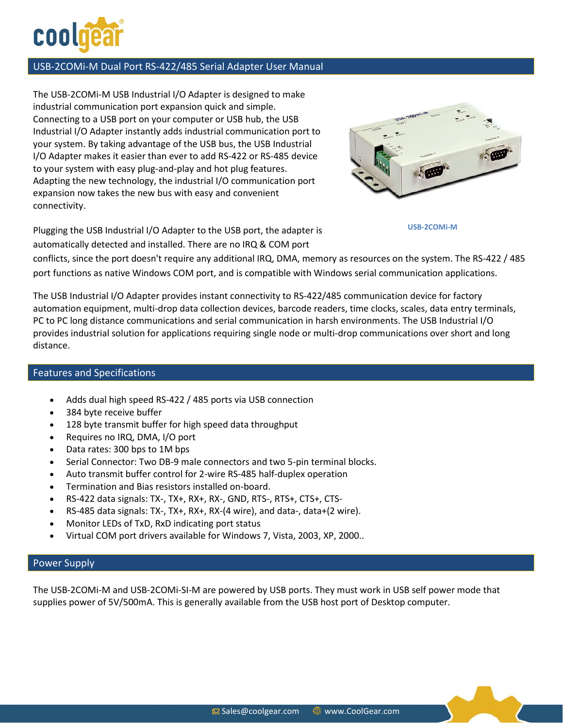# USB-2COMi-M Dual Port RS-422/485 Serial Adapter User Manual

The USB-2COMi-M USB Industrial I/O Adapter is designed to make industrial communication port expansion quick and simple. Connecting to a USB port on your computer or USB hub, the USB Industrial I/O Adapter instantly adds industrial communication port to your system. By taking advantage of the USB bus, the USB Industrial I/O Adapter makes it easier than ever to add RS-422 or RS-485 device to your system with easy plug-and-play and hot plug features. Adapting the new technology, the industrial I/O communication port expansion now takes the new bus with easy and convenient connectivity.

USB-2COMi-M

Plugging the USB Industrial I/O Adapter to the USB port, the adapter is automatically detected and installed. There are no IRQ & COM port conflicts, since the port doesn't require any additional IRQ, DMA, memory as resources on the system. The RS-422 / 485 port functions as native Windows COM port, and is compatible with Windows serial communication applications.

The USB Industrial I/O Adapter provides instant connectivity to RS-422/485 communication device for factory automation equipment, multi-drop data collection devices, barcode readers, time clocks, scales, data entry terminals, PC to PC long distance communications and serial communication in harsh environments. The USB Industrial I/O provides industrial solution for applications requiring single node or multi-drop communications over short and long distance.

## Features and Specifications

- Adds dual high speed RS-422 / 485 ports via USB connection
- 384 byte receive buffer
- 128 byte transmit buffer for high speed data throughput
- Requires no IRQ, DMA, I/O port
- Data rates: 300 bps to 1M bps
- Serial Connector: Two DB-9 male connectors and two 5-pin terminal blocks.
- Auto transmit buffer control for 2-wire RS-485 half-duplex operation
- Termination and Bias resistors installed on-board.
- RS-422 data signals: TX-, TX+, RX+, RX-, GND, RTS-, RTS+, CTS+, CTS-
- RS-485 data signals: TX-, TX+, RX+, RX-(4 wire), and data-, data+(2 wire).
- Monitor LEDs of TxD, RxD indicating port status
- Virtual COM port drivers available for Windows 7, Vista, 2003, XP, 2000..

## Power Supply

The USB-2COMi-M and USB-2COMi-SI-M are powered by USB ports. They must work in USB self power mode that supplies power of 5V/500mA. This is generally available from the USB host port of Desktop computer.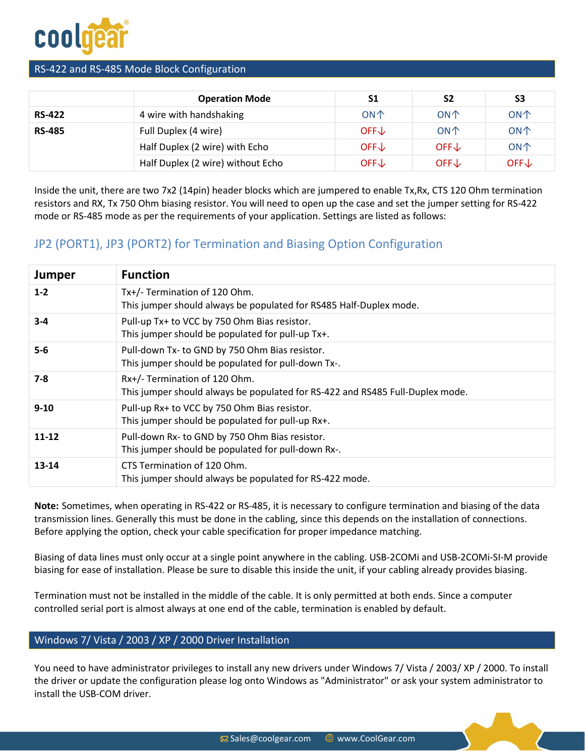## RS-422 and RS-485 Mode Block Configuration

| | Operation Mode | S1 | S2 | S3 |
|---|---|---|---|---|
| **RS-422** | 4 wire with handshaking | ON↑ | ON↑ | ON↑ |
| **RS-485** | Full Duplex (4 wire) | OFF↓ | ON↑ | ON↑ |
| | Half Duplex (2 wire) with Echo | OFF↓ | OFF↓ | ON↑ |
| | Half Duplex (2 wire) without Echo | OFF↓ | OFF↓ | OFF↓ |

Inside the unit, there are two 7x2 (14pin) header blocks which are jumpered to enable Tx,Rx, CTS 120 Ohm termination resistors and RX, Tx 750 Ohm biasing resistor. You will need to open up the case and set the jumper setting for RS-422 mode or RS-485 mode as per the requirements of your application. Settings are listed as follows:

### JP2 (PORT1), JP3 (PORT2) for Termination and Biasing Option Configuration

| Jumper | Function |
|---|---|
| **1-2** | Tx+/- Termination of 120 Ohm.<br>This jumper should always be populated for RS485 Half-Duplex mode. |
| **3-4** | Pull-up Tx+ to VCC by 750 Ohm Bias resistor.<br>This jumper should be populated for pull-up Tx+. |
| **5-6** | Pull-down Tx- to GND by 750 Ohm Bias resistor.<br>This jumper should be populated for pull-down Tx-. |
| **7-8** | Rx+/- Termination of 120 Ohm.<br>This jumper should always be populated for RS-422 and RS485 Full-Duplex mode. |
| **9-10** | Pull-up Rx+ to VCC by 750 Ohm Bias resistor.<br>This jumper should be populated for pull-up Rx+. |
| **11-12** | Pull-down Rx- to GND by 750 Ohm Bias resistor.<br>This jumper should be populated for pull-down Rx-. |
| **13-14** | CTS Termination of 120 Ohm.<br>This jumper should always be populated for RS-422 mode. |

**Note:** Sometimes, when operating in RS-422 or RS-485, it is necessary to configure termination and biasing of the data transmission lines. Generally this must be done in the cabling, since this depends on the installation of connections. Before applying the option, check your cable specification for proper impedance matching.

Biasing of data lines must only occur at a single point anywhere in the cabling. USB-2COMi and USB-2COMi-SI-M provide biasing for ease of installation. Please be sure to disable this inside the unit, if your cabling already provides biasing.

Termination must not be installed in the middle of the cable. It is only permitted at both ends. Since a computer controlled serial port is almost always at one end of the cable, termination is enabled by default.

## Windows 7/ Vista / 2003 / XP / 2000 Driver Installation

You need to have administrator privileges to install any new drivers under Windows 7/ Vista / 2003/ XP / 2000. To install the driver or update the configuration please log onto Windows as "Administrator" or ask your system administrator to install the USB-COM driver.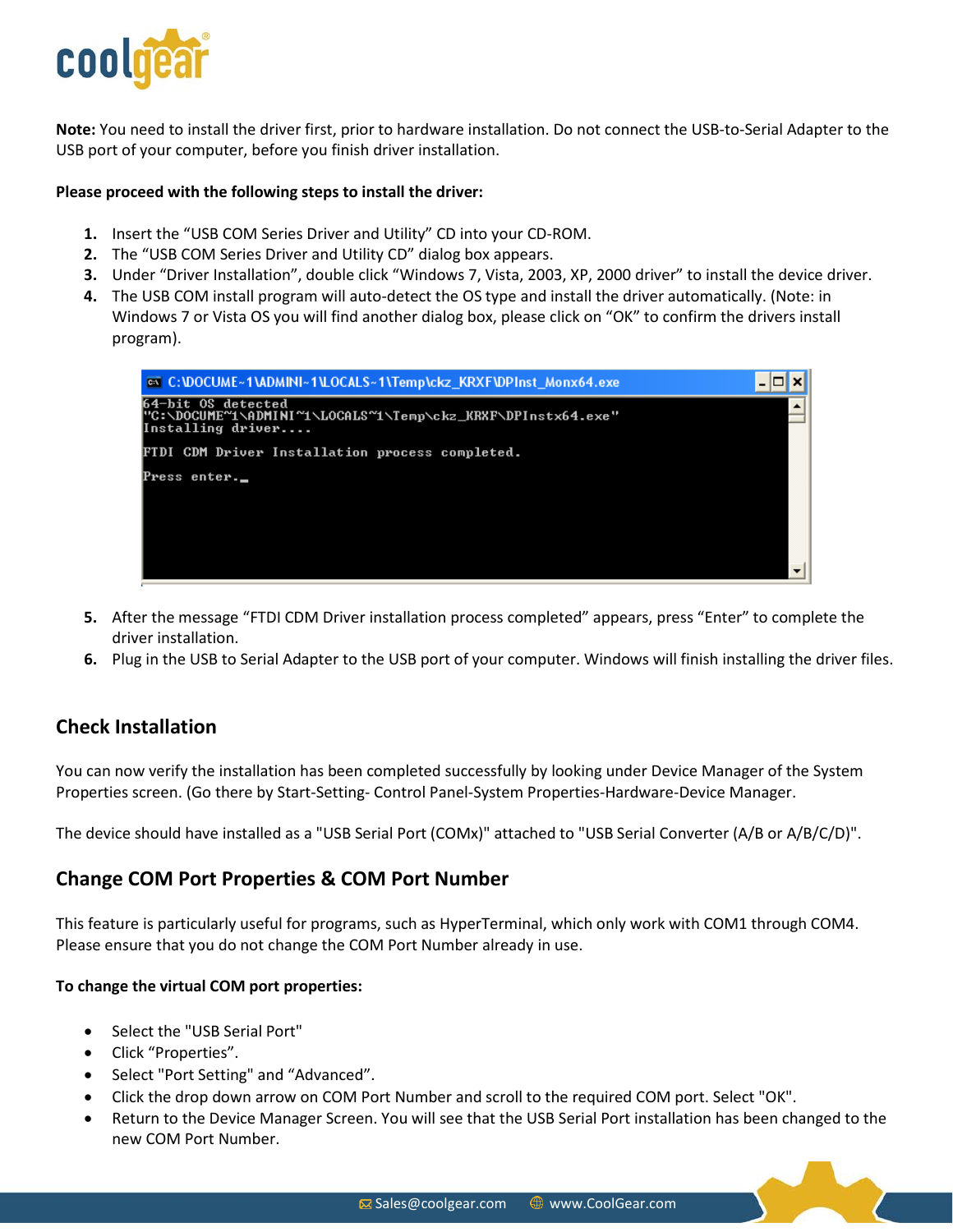**Note:** You need to install the driver first, prior to hardware installation. Do not connect the USB-to-Serial Adapter to the USB port of your computer, before you finish driver installation.

**Please proceed with the following steps to install the driver:**

1. Insert the "USB COM Series Driver and Utility" CD into your CD-ROM.
2. The "USB COM Series Driver and Utility CD" dialog box appears.
3. Under "Driver Installation", double click "Windows 7, Vista, 2003, XP, 2000 driver" to install the device driver.
4. The USB COM install program will auto-detect the OS type and install the driver automatically. (Note: in Windows 7 or Vista OS you will find another dialog box, please click on "OK" to confirm the drivers install program).

```
C:\DOCUME~1\ADMINI~1\LOCALS~1\Temp\ckz_KRXF\DPInst_Monx64.exe
64-bit OS detected
"C:\DOCUME~1\ADMINI~1\LOCALS~1\Temp\ckz_KRXF\DPInstx64.exe"
Installing driver....

FTDI CDM Driver Installation process completed.

Press enter._
```

5. After the message "FTDI CDM Driver installation process completed" appears, press "Enter" to complete the driver installation.
6. Plug in the USB to Serial Adapter to the USB port of your computer. Windows will finish installing the driver files.

## Check Installation

You can now verify the installation has been completed successfully by looking under Device Manager of the System Properties screen. (Go there by Start-Setting- Control Panel-System Properties-Hardware-Device Manager.

The device should have installed as a "USB Serial Port (COMx)" attached to "USB Serial Converter (A/B or A/B/C/D)".

## Change COM Port Properties & COM Port Number

This feature is particularly useful for programs, such as HyperTerminal, which only work with COM1 through COM4. Please ensure that you do not change the COM Port Number already in use.

**To change the virtual COM port properties:**

- Select the "USB Serial Port"
- Click "Properties".
- Select "Port Setting" and "Advanced".
- Click the drop down arrow on COM Port Number and scroll to the required COM port. Select "OK".
- Return to the Device Manager Screen. You will see that the USB Serial Port installation has been changed to the new COM Port Number.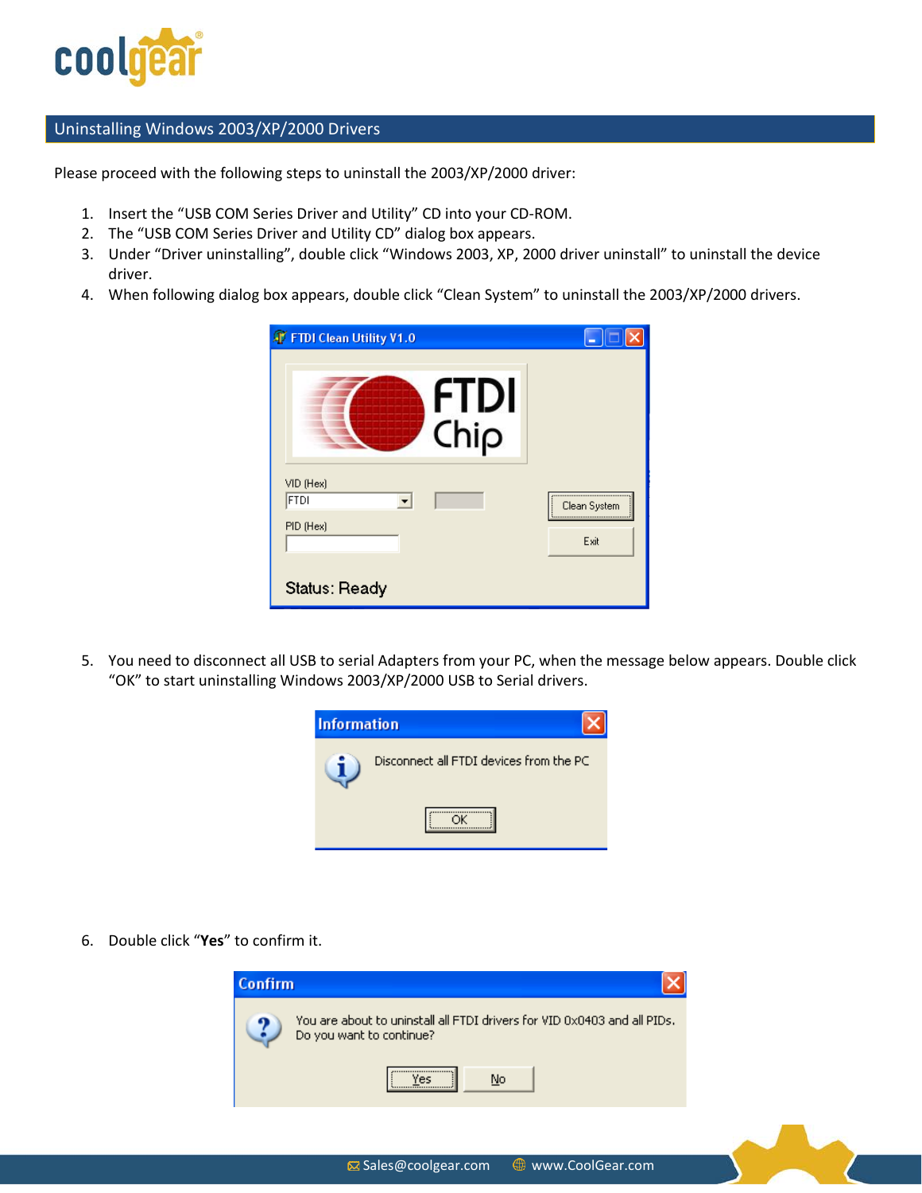## Uninstalling Windows 2003/XP/2000 Drivers

Please proceed with the following steps to uninstall the 2003/XP/2000 driver:

1. Insert the "USB COM Series Driver and Utility" CD into your CD-ROM.
2. The "USB COM Series Driver and Utility CD" dialog box appears.
3. Under "Driver uninstalling", double click "Windows 2003, XP, 2000 driver uninstall" to uninstall the device driver.
4. When following dialog box appears, double click "Clean System" to uninstall the 2003/XP/2000 drivers.

5. You need to disconnect all USB to serial Adapters from your PC, when the message below appears. Double click "OK" to start uninstalling Windows 2003/XP/2000 USB to Serial drivers.

6. Double click "**Yes**" to confirm it.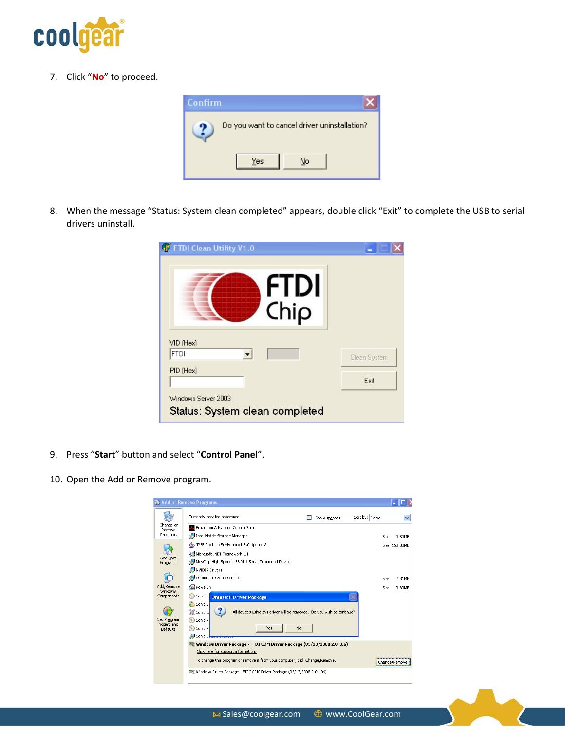7. Click "**No**" to proceed.

8. When the message "Status: System clean completed" appears, double click "Exit" to complete the USB to serial drivers uninstall.

9. Press "**Start**" button and select "**Control Panel**".

10. Open the Add or Remove program.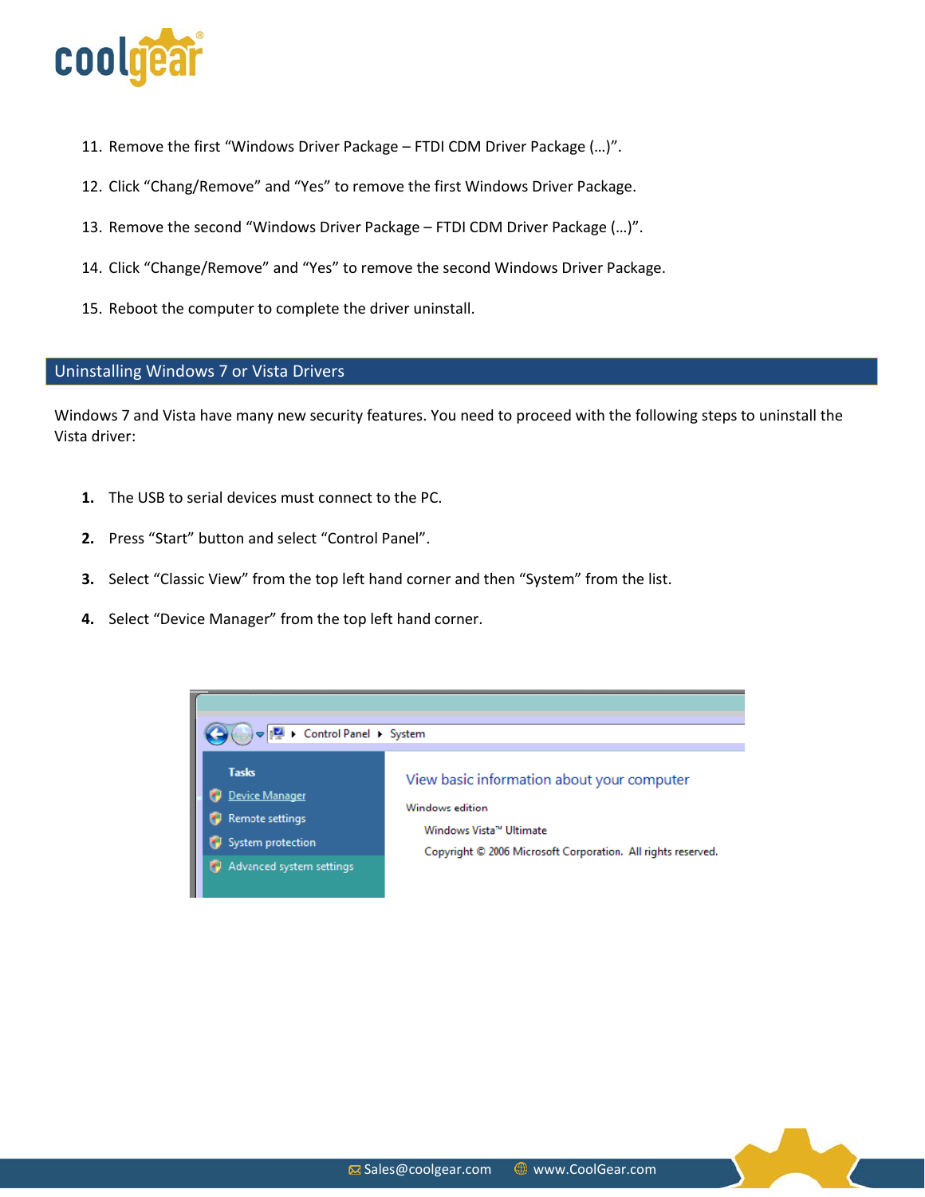11. Remove the first “Windows Driver Package – FTDI CDM Driver Package (…)”.

12. Click “Chang/Remove” and “Yes” to remove the first Windows Driver Package.

13. Remove the second “Windows Driver Package – FTDI CDM Driver Package (…)”.

14. Click “Change/Remove” and “Yes” to remove the second Windows Driver Package.

15. Reboot the computer to complete the driver uninstall.

## Uninstalling Windows 7 or Vista Drivers

Windows 7 and Vista have many new security features. You need to proceed with the following steps to uninstall the Vista driver:

1. The USB to serial devices must connect to the PC.

2. Press “Start” button and select “Control Panel”.

3. Select “Classic View” from the top left hand corner and then “System” from the list.

4. Select “Device Manager” from the top left hand corner.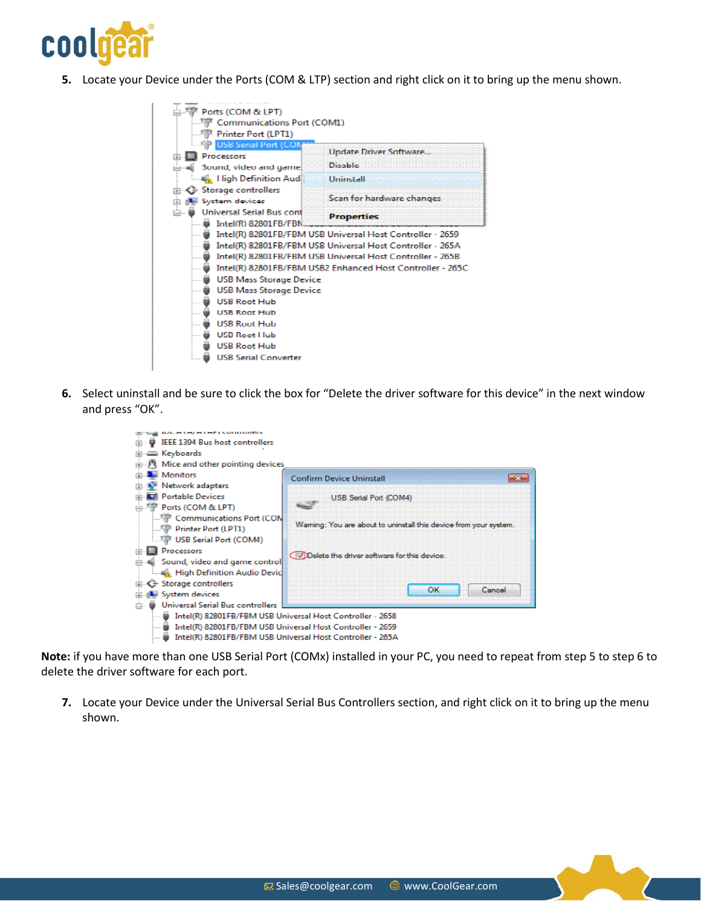5. Locate your Device under the Ports (COM & LTP) section and right click on it to bring up the menu shown.

6. Select uninstall and be sure to click the box for “Delete the driver software for this device” in the next window and press “OK”.

**Note:** if you have more than one USB Serial Port (COMx) installed in your PC, you need to repeat from step 5 to step 6 to delete the driver software for each port.

7. Locate your Device under the Universal Serial Bus Controllers section, and right click on it to bring up the menu shown.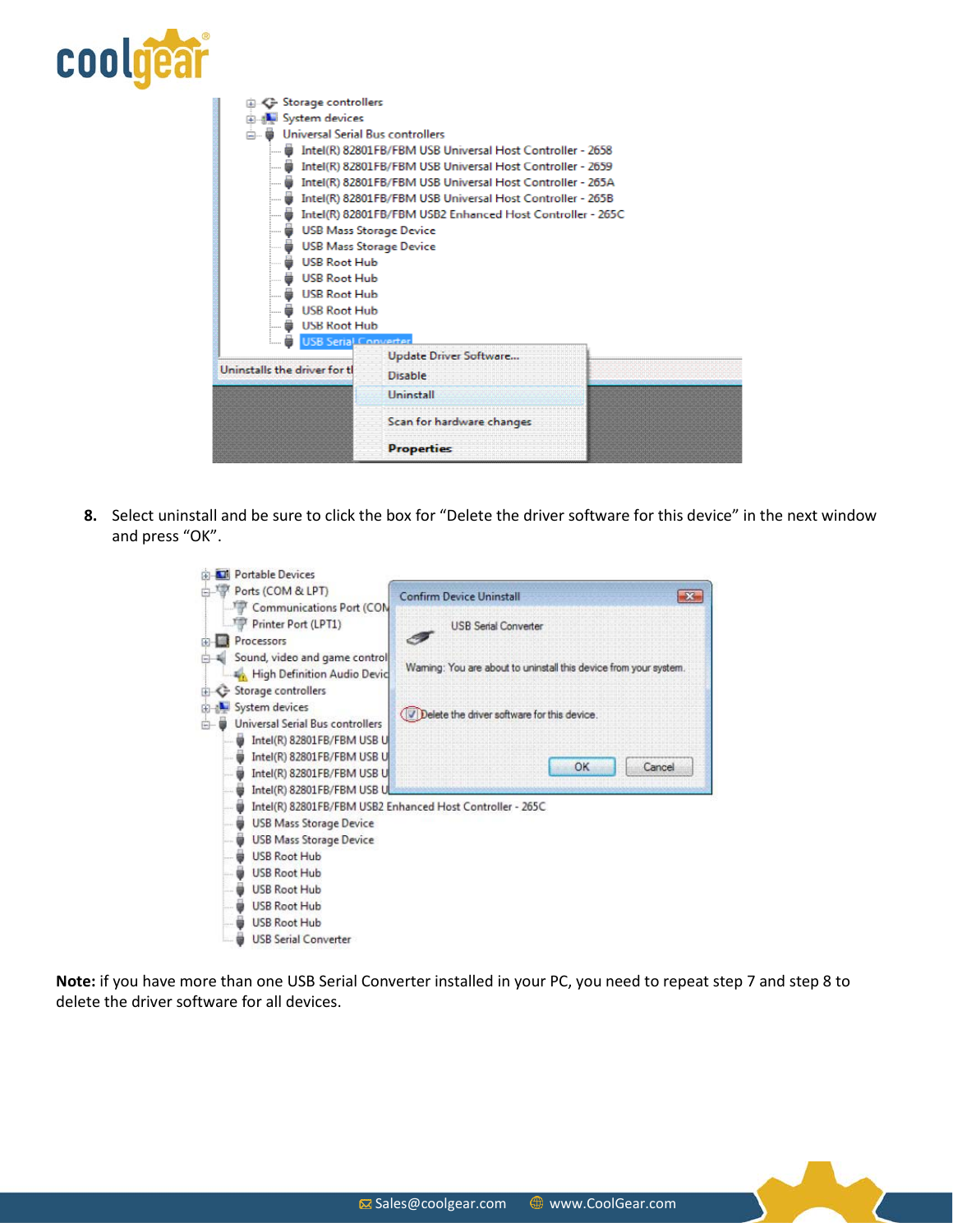8. Select uninstall and be sure to click the box for “Delete the driver software for this device” in the next window and press “OK”.

**Note:** if you have more than one USB Serial Converter installed in your PC, you need to repeat step 7 and step 8 to delete the driver software for all devices.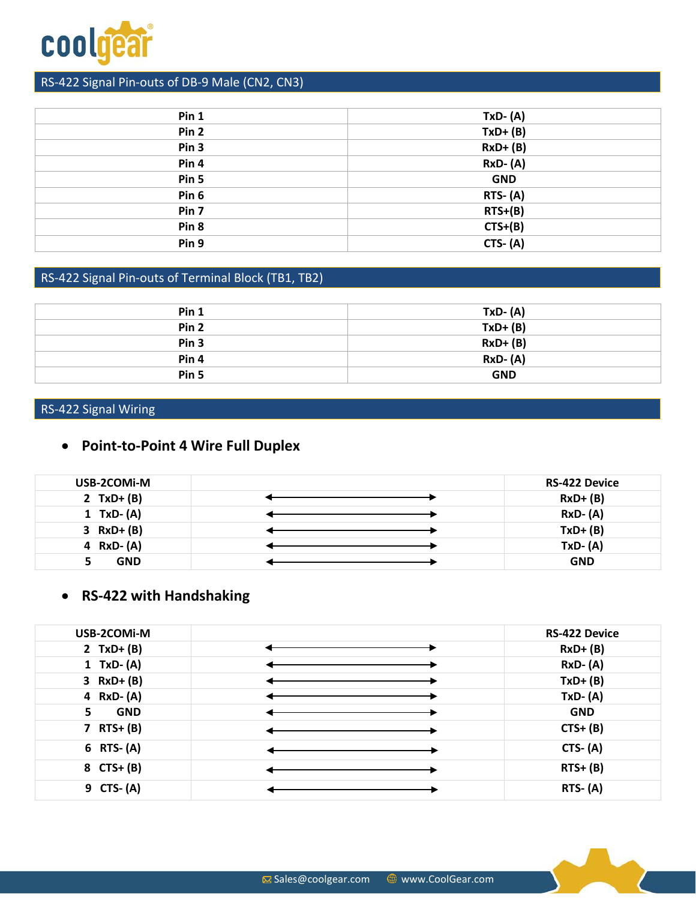## RS-422 Signal Pin-outs of DB-9 Male (CN2, CN3)

| | |
|---|---|
| Pin 1 | TxD- (A) |
| Pin 2 | TxD+ (B) |
| Pin 3 | RxD+ (B) |
| Pin 4 | RxD- (A) |
| Pin 5 | GND |
| Pin 6 | RTS- (A) |
| Pin 7 | RTS+(B) |
| Pin 8 | CTS+(B) |
| Pin 9 | CTS- (A) |

## RS-422 Signal Pin-outs of Terminal Block (TB1, TB2)

| | |
|---|---|
| Pin 1 | TxD- (A) |
| Pin 2 | TxD+ (B) |
| Pin 3 | RxD+ (B) |
| Pin 4 | RxD- (A) |
| Pin 5 | GND |

## RS-422 Signal Wiring

- **Point-to-Point 4 Wire Full Duplex**

| USB-2COMi-M | | RS-422 Device |
|---|---|---|
| 2 TxD+ (B) | ←→ | RxD+ (B) |
| 1 TxD- (A) | ←→ | RxD- (A) |
| 3 RxD+ (B) | ←→ | TxD+ (B) |
| 4 RxD- (A) | ←→ | TxD- (A) |
| 5 GND | ←→ | GND |

- **RS-422 with Handshaking**

| USB-2COMi-M | | RS-422 Device |
|---|---|---|
| 2 TxD+ (B) | ←→ | RxD+ (B) |
| 1 TxD- (A) | ←→ | RxD- (A) |
| 3 RxD+ (B) | ←→ | TxD+ (B) |
| 4 RxD- (A) | ←→ | TxD- (A) |
| 5 GND | ←→ | GND |
| 7 RTS+ (B) | ←→ | CTS+ (B) |
| 6 RTS- (A) | ←→ | CTS- (A) |
| 8 CTS+ (B) | ←→ | RTS+ (B) |
| 9 CTS- (A) | ←→ | RTS- (A) |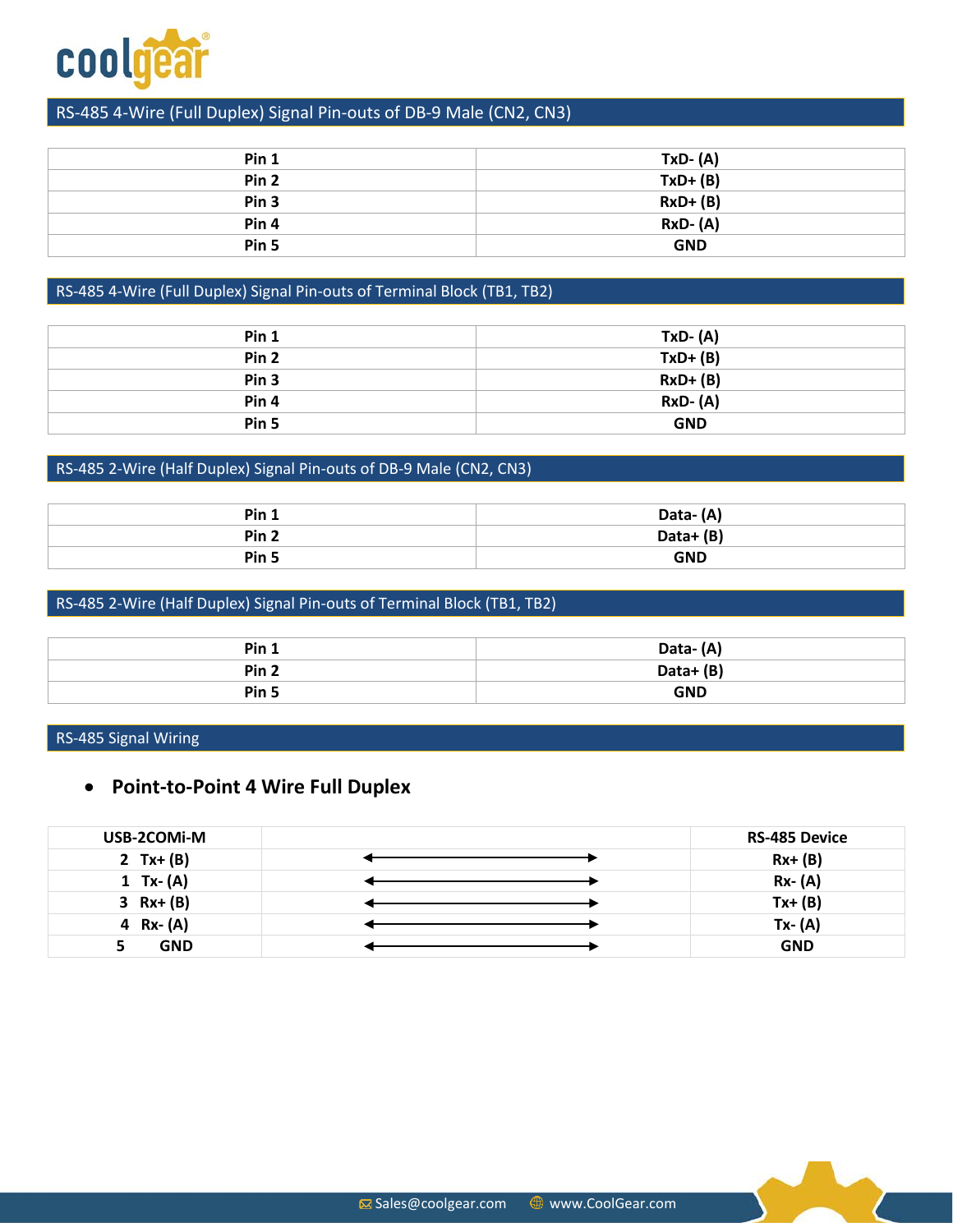## RS-485 4-Wire (Full Duplex) Signal Pin-outs of DB-9 Male (CN2, CN3)

| | |
|---|---|
| Pin 1 | TxD- (A) |
| Pin 2 | TxD+ (B) |
| Pin 3 | RxD+ (B) |
| Pin 4 | RxD- (A) |
| Pin 5 | GND |

## RS-485 4-Wire (Full Duplex) Signal Pin-outs of Terminal Block (TB1, TB2)

| | |
|---|---|
| Pin 1 | TxD- (A) |
| Pin 2 | TxD+ (B) |
| Pin 3 | RxD+ (B) |
| Pin 4 | RxD- (A) |
| Pin 5 | GND |

## RS-485 2-Wire (Half Duplex) Signal Pin-outs of DB-9 Male (CN2, CN3)

| | |
|---|---|
| Pin 1 | Data- (A) |
| Pin 2 | Data+ (B) |
| Pin 5 | GND |

## RS-485 2-Wire (Half Duplex) Signal Pin-outs of Terminal Block (TB1, TB2)

| | |
|---|---|
| Pin 1 | Data- (A) |
| Pin 2 | Data+ (B) |
| Pin 5 | GND |

## RS-485 Signal Wiring

- **Point-to-Point 4 Wire Full Duplex**

| USB-2COMi-M | | RS-485 Device |
|---|---|---|
| 2 Tx+ (B) | ⟷ | Rx+ (B) |
| 1 Tx- (A) | ⟷ | Rx- (A) |
| 3 Rx+ (B) | ⟷ | Tx+ (B) |
| 4 Rx- (A) | ⟷ | Tx- (A) |
| 5 GND | ⟷ | GND |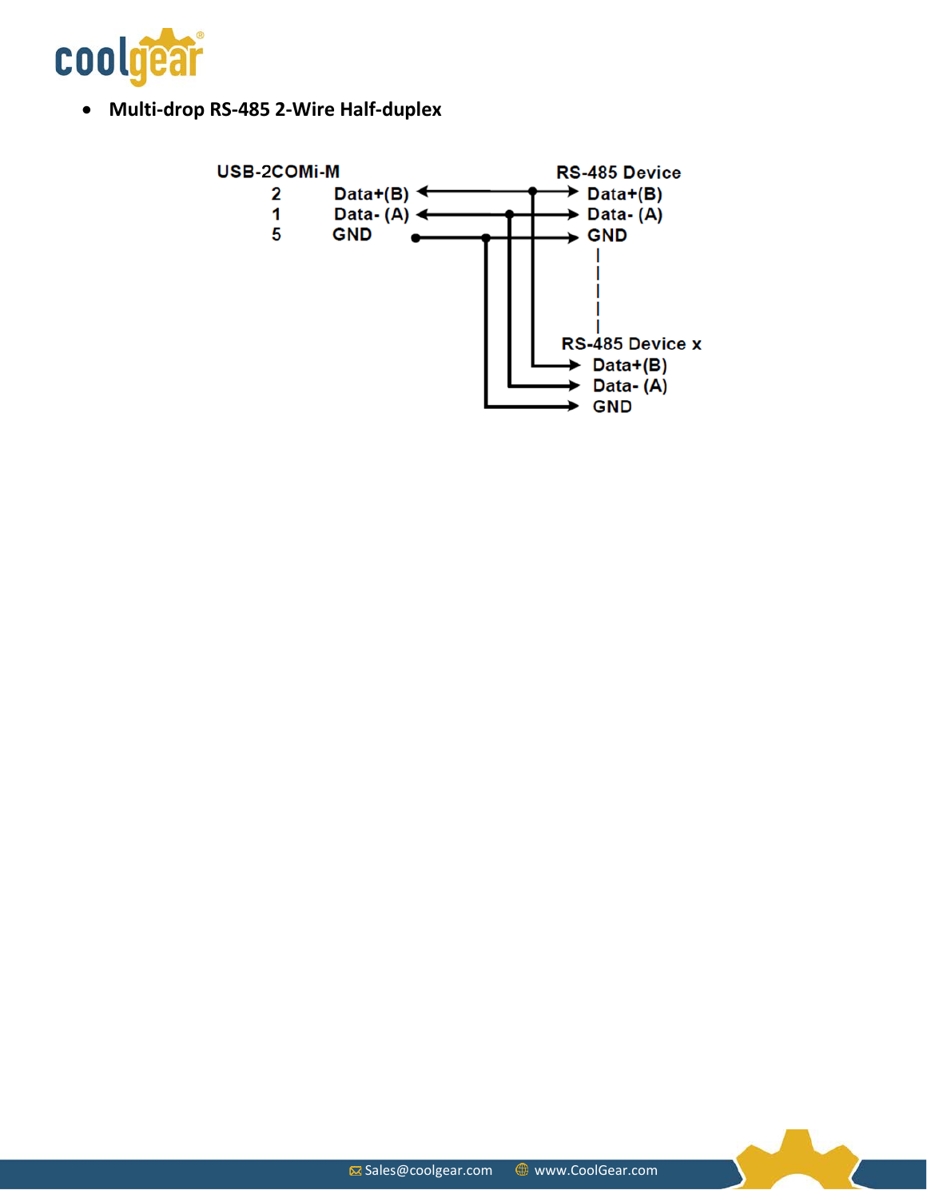- **Multi-drop RS-485 2-Wire Half-duplex**

USB-2COMi-M

2 Data+(B)

1 Data- (A)

5 GND

RS-485 Device

Data+(B)

Data- (A)

GND

RS-485 Device x

Data+(B)

Data- (A)

GND